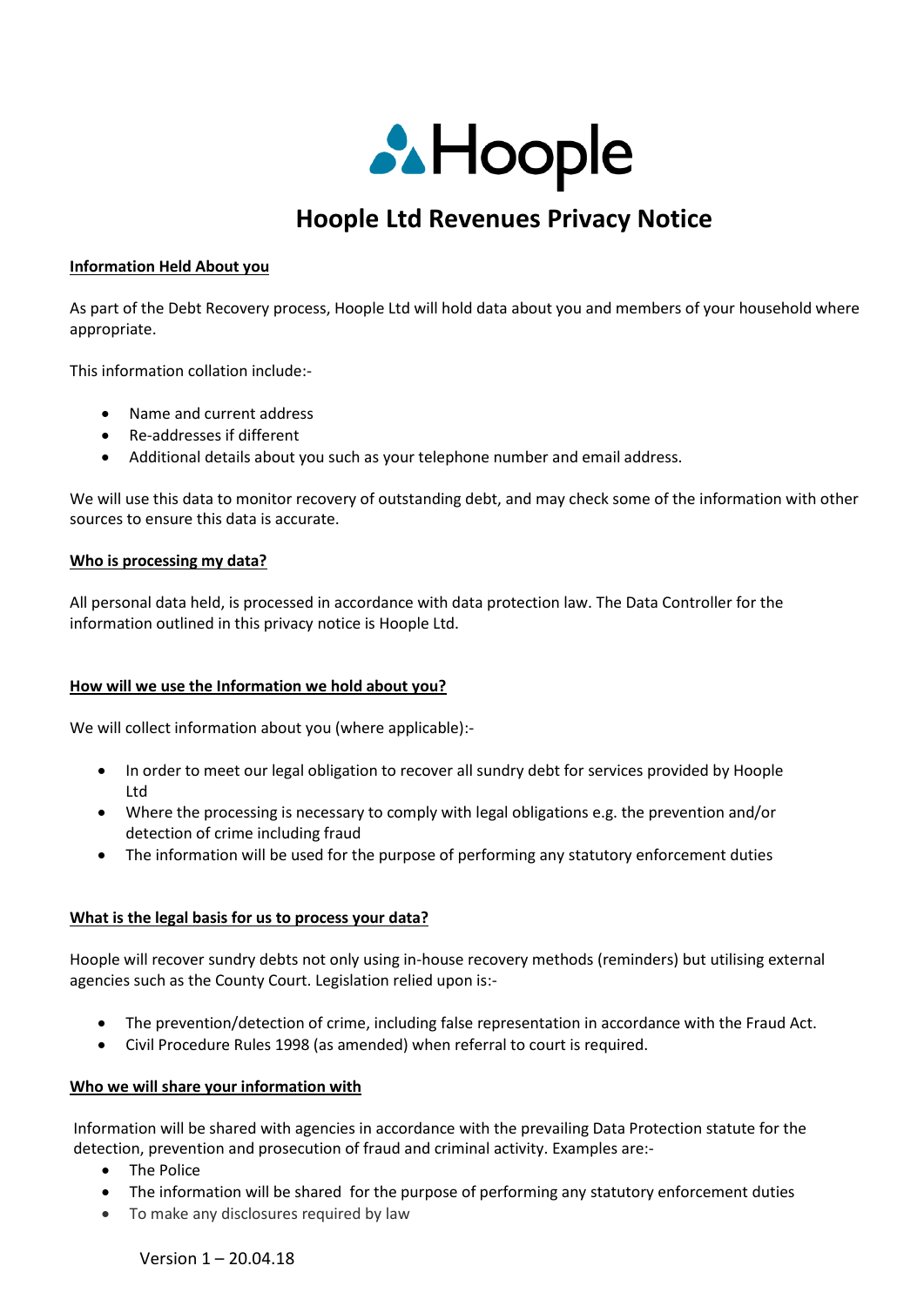Hoople

# Hoople Ltd Revenues Privacy Notice

**Information Held About you**

As part of the Debt Recovery process, Hoople Ltd will hold data about you and members of your household where appropriate.

This information collation include:-

- Name and current address
- Re-addresses if different
- Additional details about you such as your telephone number and email address.

We will use this data to monitor recovery of outstanding debt, and may check some of the information with other sources to ensure this data is accurate.

**Who is processing my data?**

All personal data held, is processed in accordance with data protection law. The Data Controller for the information outlined in this privacy notice is Hoople Ltd.

**How will we use the Information we hold about you?**

We will collect information about you (where applicable):-

- In order to meet our legal obligation to recover all sundry debt for services provided by Hoople Ltd
- Where the processing is necessary to comply with legal obligations e.g. the prevention and/or detection of crime including fraud
- The information will be used for the purpose of performing any statutory enforcement duties

**What is the legal basis for us to process your data?**

Hoople will recover sundry debts not only using in-house recovery methods (reminders) but utilising external agencies such as the County Court. Legislation relied upon is:-

- The prevention/detection of crime, including false representation in accordance with the Fraud Act.
- Civil Procedure Rules 1998 (as amended) when referral to court is required.

**Who we will share your information with**

Information will be shared with agencies in accordance with the prevailing Data Protection statute for the detection, prevention and prosecution of fraud and criminal activity. Examples are:-

- The Police
- The information will be shared for the purpose of performing any statutory enforcement duties
- To make any disclosures required by law

Version 1 – 20.04.18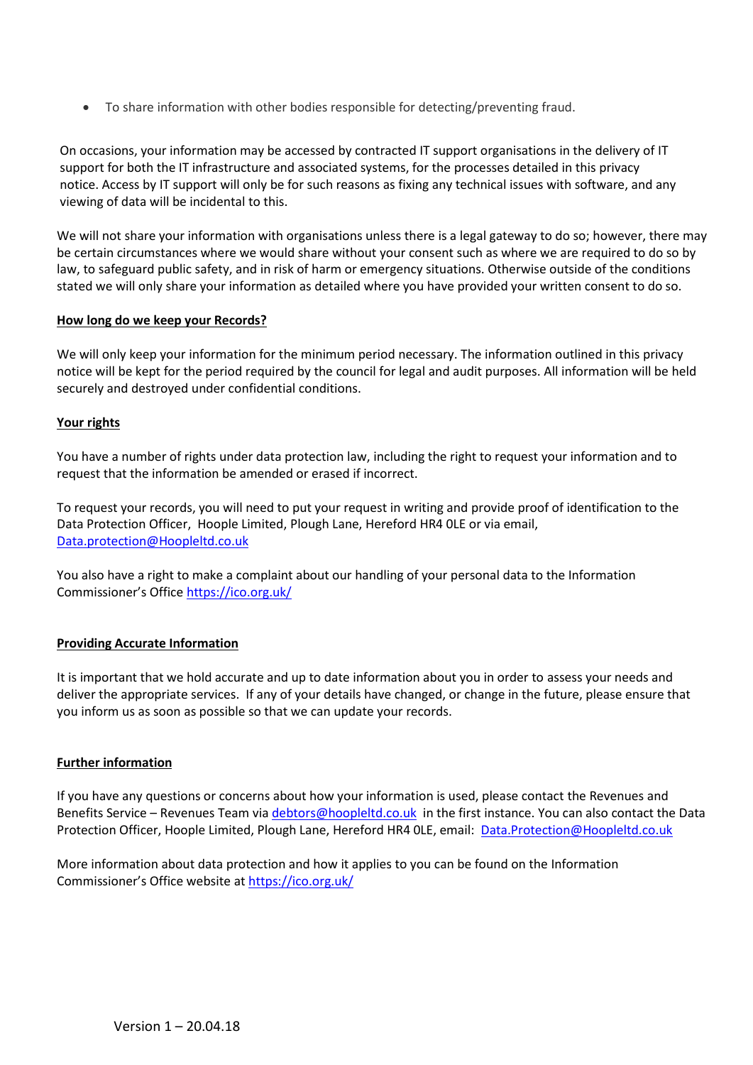- To share information with other bodies responsible for detecting/preventing fraud.

On occasions, your information may be accessed by contracted IT support organisations in the delivery of IT support for both the IT infrastructure and associated systems, for the processes detailed in this privacy notice. Access by IT support will only be for such reasons as fixing any technical issues with software, and any viewing of data will be incidental to this.

We will not share your information with organisations unless there is a legal gateway to do so; however, there may be certain circumstances where we would share without your consent such as where we are required to do so by law, to safeguard public safety, and in risk of harm or emergency situations. Otherwise outside of the conditions stated we will only share your information as detailed where you have provided your written consent to do so.

**How long do we keep your Records?**

We will only keep your information for the minimum period necessary. The information outlined in this privacy notice will be kept for the period required by the council for legal and audit purposes. All information will be held securely and destroyed under confidential conditions.

**Your rights**

You have a number of rights under data protection law, including the right to request your information and to request that the information be amended or erased if incorrect.

To request your records, you will need to put your request in writing and provide proof of identification to the Data Protection Officer, Hoople Limited, Plough Lane, Hereford HR4 0LE or via email, Data.protection@Hoopleltd.co.uk

You also have a right to make a complaint about our handling of your personal data to the Information Commissioner's Office https://ico.org.uk/

**Providing Accurate Information**

It is important that we hold accurate and up to date information about you in order to assess your needs and deliver the appropriate services. If any of your details have changed, or change in the future, please ensure that you inform us as soon as possible so that we can update your records.

**Further information**

If you have any questions or concerns about how your information is used, please contact the Revenues and Benefits Service – Revenues Team via debtors@hoopleltd.co.uk in the first instance. You can also contact the Data Protection Officer, Hoople Limited, Plough Lane, Hereford HR4 0LE, email: Data.Protection@Hoopleltd.co.uk

More information about data protection and how it applies to you can be found on the Information Commissioner's Office website at https://ico.org.uk/

Version 1 – 20.04.18